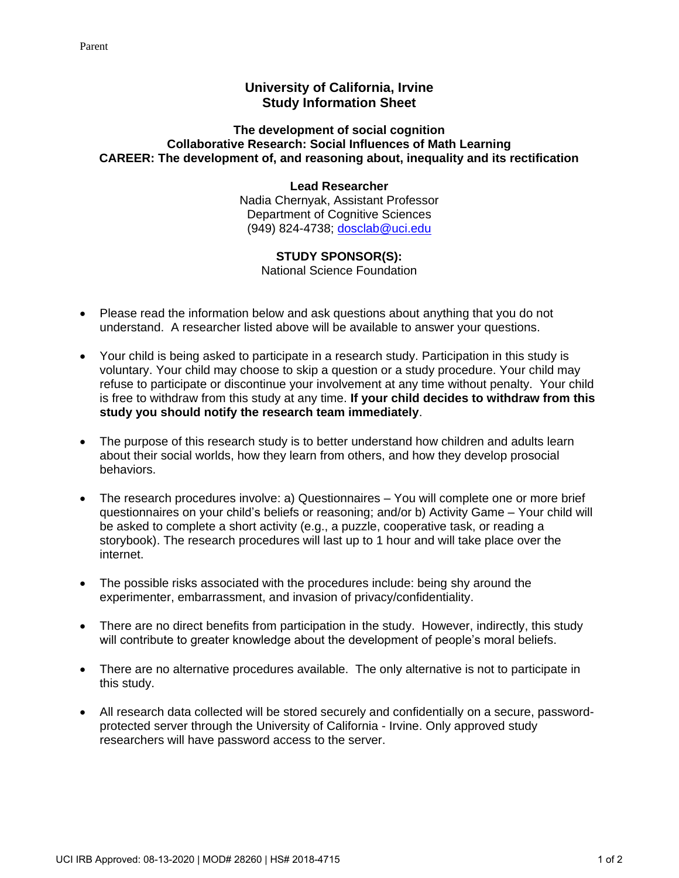Parent

# University of California, Irvine
# Study Information Sheet

## The development of social cognition
## Collaborative Research: Social Influences of Math Learning
## CAREER: The development of, and reasoning about, inequality and its rectification

**Lead Researcher**
Nadia Chernyak, Assistant Professor
Department of Cognitive Sciences
(949) 824-4738; dosclab@uci.edu

**STUDY SPONSOR(S):**
National Science Foundation

- Please read the information below and ask questions about anything that you do not understand. A researcher listed above will be available to answer your questions.

- Your child is being asked to participate in a research study. Participation in this study is voluntary. Your child may choose to skip a question or a study procedure. Your child may refuse to participate or discontinue your involvement at any time without penalty. Your child is free to withdraw from this study at any time. **If your child decides to withdraw from this study you should notify the research team immediately**.

- The purpose of this research study is to better understand how children and adults learn about their social worlds, how they learn from others, and how they develop prosocial behaviors.

- The research procedures involve: a) Questionnaires – You will complete one or more brief questionnaires on your child's beliefs or reasoning; and/or b) Activity Game – Your child will be asked to complete a short activity (e.g., a puzzle, cooperative task, or reading a storybook). The research procedures will last up to 1 hour and will take place over the internet.

- The possible risks associated with the procedures include: being shy around the experimenter, embarrassment, and invasion of privacy/confidentiality.

- There are no direct benefits from participation in the study. However, indirectly, this study will contribute to greater knowledge about the development of people's moral beliefs.

- There are no alternative procedures available. The only alternative is not to participate in this study.

- All research data collected will be stored securely and confidentially on a secure, password-protected server through the University of California - Irvine. Only approved study researchers will have password access to the server.

UCI IRB Approved: 08-13-2020 | MOD# 28260 | HS# 2018-4715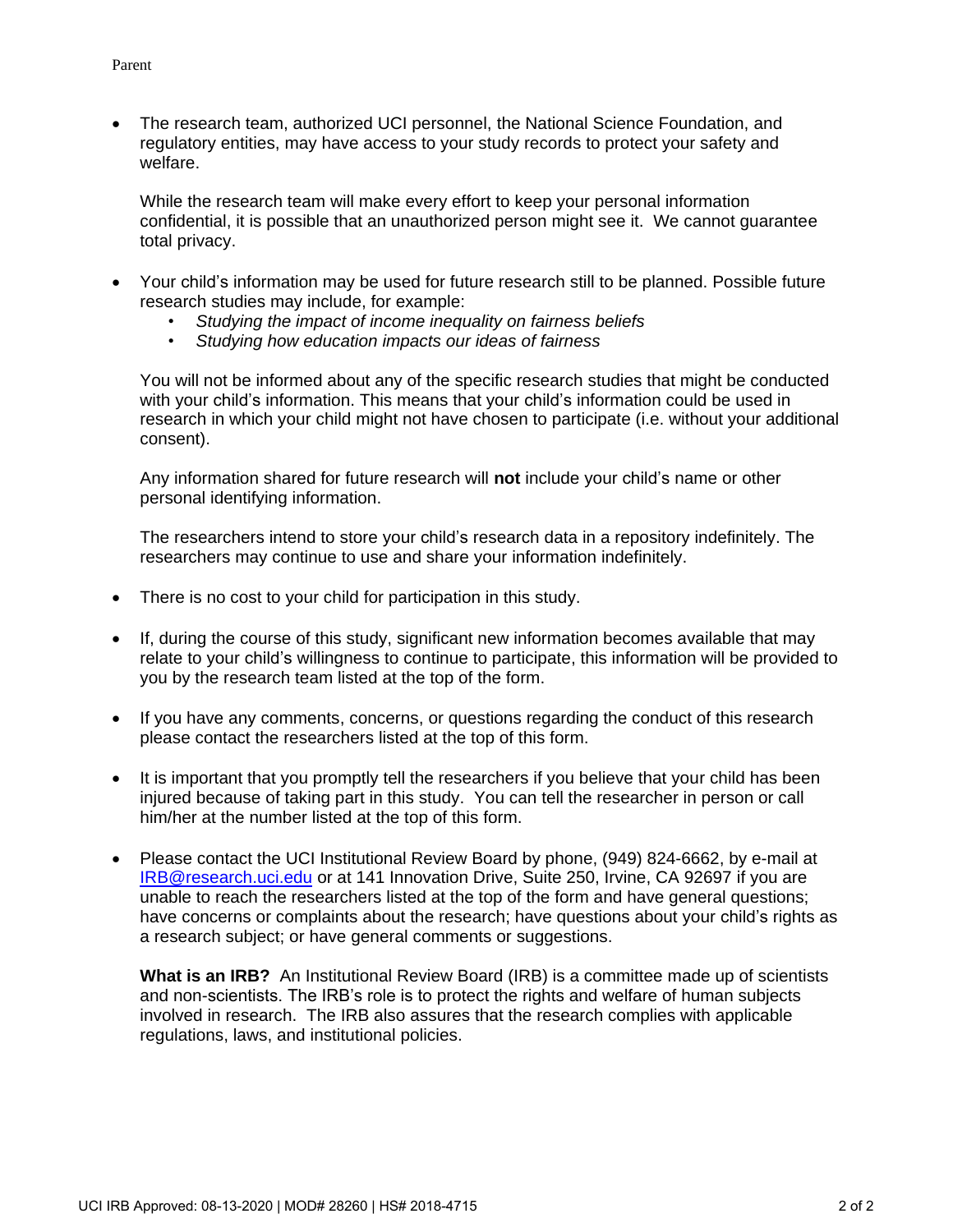- The research team, authorized UCI personnel, the National Science Foundation, and regulatory entities, may have access to your study records to protect your safety and welfare.

  While the research team will make every effort to keep your personal information confidential, it is possible that an unauthorized person might see it. We cannot guarantee total privacy.

- Your child's information may be used for future research still to be planned. Possible future research studies may include, for example:
  - *Studying the impact of income inequality on fairness beliefs*
  - *Studying how education impacts our ideas of fairness*

  You will not be informed about any of the specific research studies that might be conducted with your child's information. This means that your child's information could be used in research in which your child might not have chosen to participate (i.e. without your additional consent).

  Any information shared for future research will **not** include your child's name or other personal identifying information.

  The researchers intend to store your child's research data in a repository indefinitely. The researchers may continue to use and share your information indefinitely.

- There is no cost to your child for participation in this study.

- If, during the course of this study, significant new information becomes available that may relate to your child's willingness to continue to participate, this information will be provided to you by the research team listed at the top of the form.

- If you have any comments, concerns, or questions regarding the conduct of this research please contact the researchers listed at the top of this form.

- It is important that you promptly tell the researchers if you believe that your child has been injured because of taking part in this study. You can tell the researcher in person or call him/her at the number listed at the top of this form.

- Please contact the UCI Institutional Review Board by phone, (949) 824-6662, by e-mail at IRB@research.uci.edu or at 141 Innovation Drive, Suite 250, Irvine, CA 92697 if you are unable to reach the researchers listed at the top of the form and have general questions; have concerns or complaints about the research; have questions about your child's rights as a research subject; or have general comments or suggestions.

  **What is an IRB?** An Institutional Review Board (IRB) is a committee made up of scientists and non-scientists. The IRB's role is to protect the rights and welfare of human subjects involved in research. The IRB also assures that the research complies with applicable regulations, laws, and institutional policies.

UCI IRB Approved: 08-13-2020 | MOD# 28260 | HS# 2018-4715